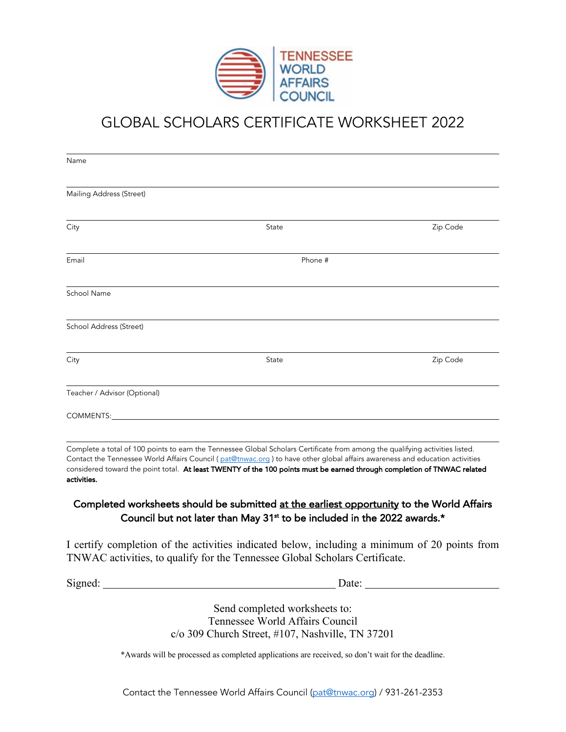TENNESSEE WORLD AFFAIRS COUNCIL

# GLOBAL SCHOLARS CERTIFICATE WORKSHEET 2022

Name

Mailing Address (Street)

City State Zip Code

Email Phone #

School Name

School Address (Street)

City State Zip Code

Teacher / Advisor (Optional)

COMMENTS:

Complete a total of 100 points to earn the Tennessee Global Scholars Certificate from among the qualifying activities listed. Contact the Tennessee World Affairs Council ( pat@tnwac.org ) to have other global affairs awareness and education activities considered toward the point total. **At least TWENTY of the 100 points must be earned through completion of TNWAC related activities.**

**Completed worksheets should be submitted at the earliest opportunity to the World Affairs Council but not later than May 31st to be included in the 2022 awards.***

I certify completion of the activities indicated below, including a minimum of 20 points from TNWAC activities, to qualify for the Tennessee Global Scholars Certificate.

Signed: ______________________ Date: ______________

Send completed worksheets to:
Tennessee World Affairs Council
c/o 309 Church Street, #107, Nashville, TN 37201

*Awards will be processed as completed applications are received, so don't wait for the deadline.

Contact the Tennessee World Affairs Council (pat@tnwac.org) / 931-261-2353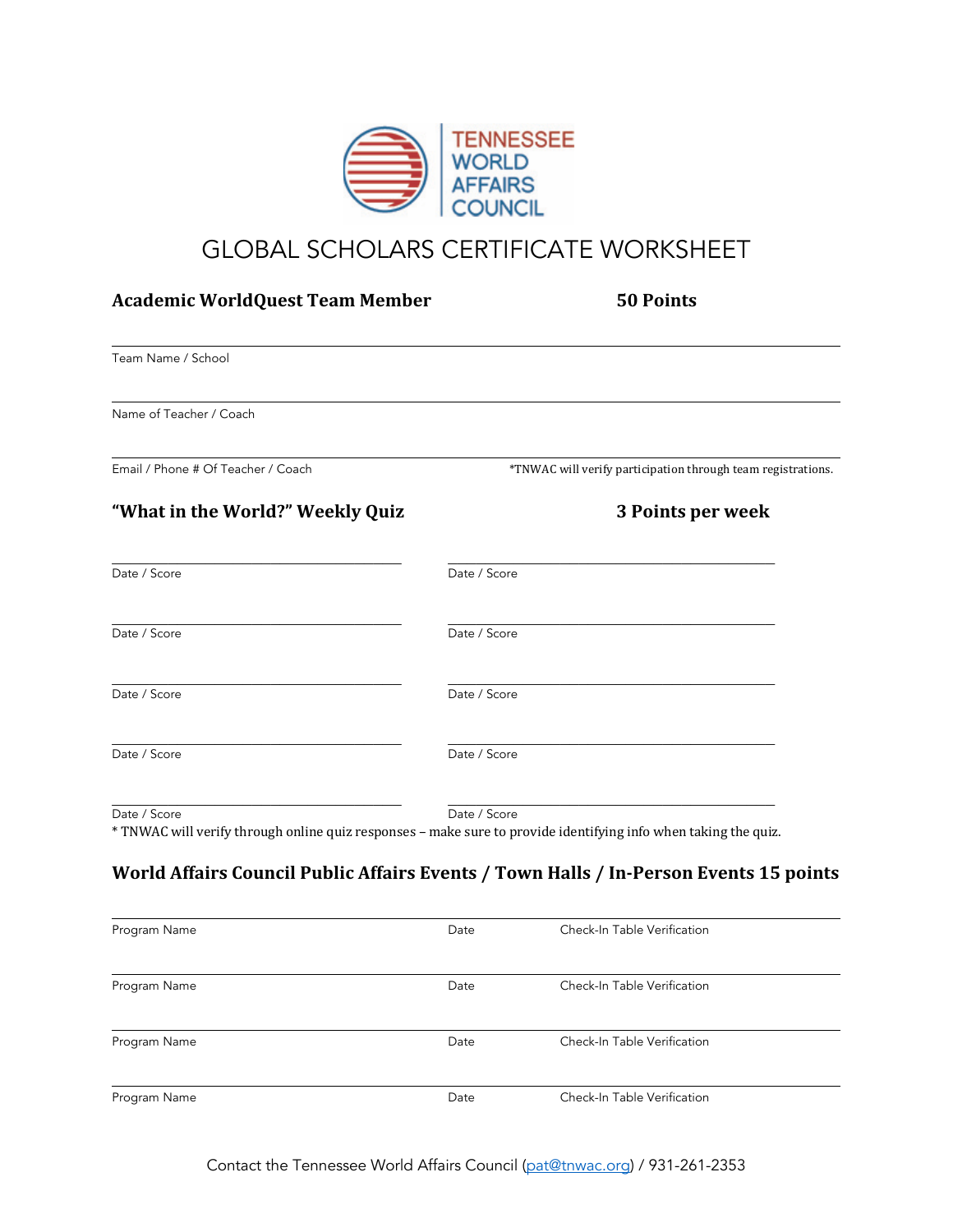TENNESSEE WORLD AFFAIRS COUNCIL

# GLOBAL SCHOLARS CERTIFICATE WORKSHEET

## Academic WorldQuest Team Member — 50 Points

Team Name / School

Name of Teacher / Coach

Email / Phone # Of Teacher / Coach

*TNWAC will verify participation through team registrations.

## "What in the World?" Weekly Quiz — 3 Points per week

| Date / Score | Date / Score |
|---|---|
| Date / Score | Date / Score |
| Date / Score | Date / Score |
| Date / Score | Date / Score |
| Date / Score | Date / Score |

* TNWAC will verify through online quiz responses – make sure to provide identifying info when taking the quiz.

## World Affairs Council Public Affairs Events / Town Halls / In-Person Events 15 points

| Program Name | Date | Check-In Table Verification |
|---|---|---|
| Program Name | Date | Check-In Table Verification |
| Program Name | Date | Check-In Table Verification |
| Program Name | Date | Check-In Table Verification |

Contact the Tennessee World Affairs Council (pat@tnwac.org) / 931-261-2353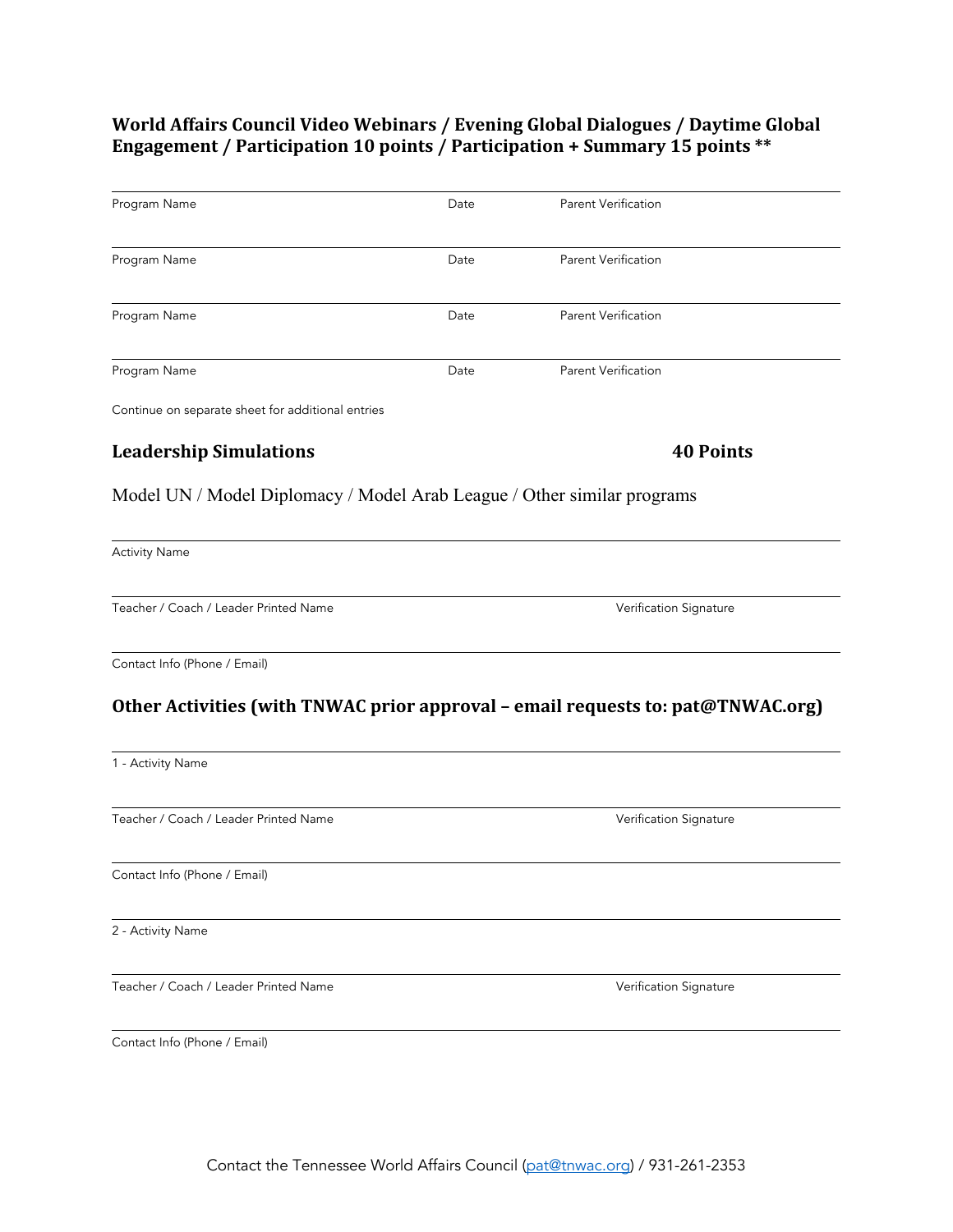### World Affairs Council Video Webinars / Evening Global Dialogues / Daytime Global Engagement / Participation 10 points / Participation + Summary 15 points **

| Program Name | Date | Parent Verification |
| --- | --- | --- |
| Program Name | Date | Parent Verification |
| Program Name | Date | Parent Verification |
| Program Name | Date | Parent Verification |

Continue on separate sheet for additional entries

### Leadership Simulations 40 Points

Model UN / Model Diplomacy / Model Arab League / Other similar programs

Activity Name

Teacher / Coach / Leader Printed Name — Verification Signature

Contact Info (Phone / Email)

### Other Activities (with TNWAC prior approval – email requests to: pat@TNWAC.org)

1 - Activity Name

Teacher / Coach / Leader Printed Name — Verification Signature

Contact Info (Phone / Email)

2 - Activity Name

Teacher / Coach / Leader Printed Name — Verification Signature

Contact Info (Phone / Email)

Contact the Tennessee World Affairs Council (pat@tnwac.org) / 931-261-2353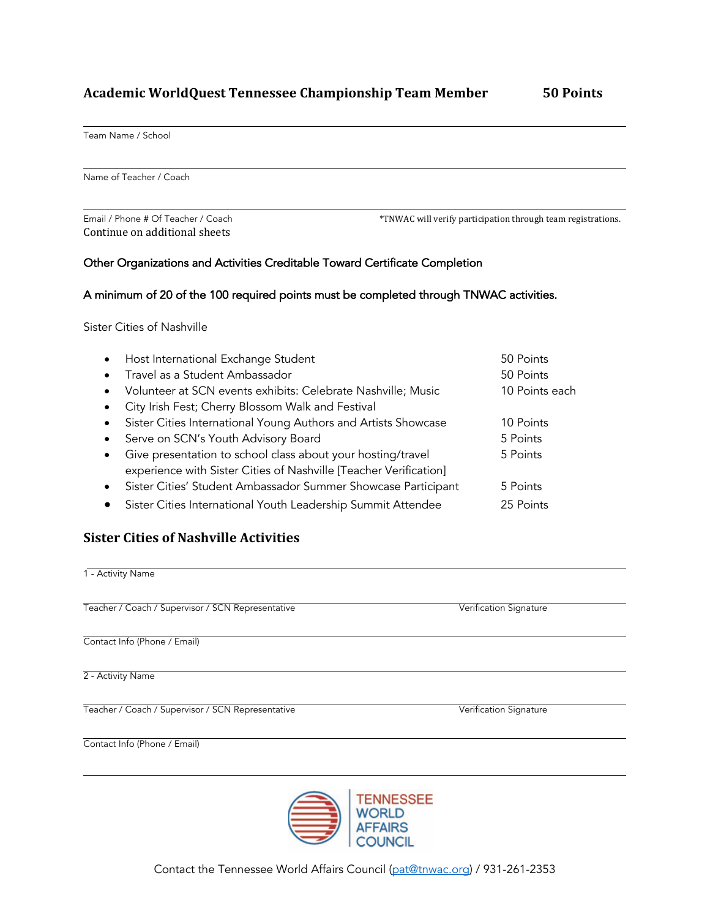**Academic WorldQuest Tennessee Championship Team Member 50 Points**

Team Name / School

Name of Teacher / Coach

Email / Phone # Of Teacher / Coach

*TNWAC will verify participation through team registrations.

Continue on additional sheets

Other Organizations and Activities Creditable Toward Certificate Completion

A minimum of 20 of the 100 required points must be completed through TNWAC activities.

Sister Cities of Nashville

| | |
|---|---|
| • Host International Exchange Student | 50 Points |
| • Travel as a Student Ambassador | 50 Points |
| • Volunteer at SCN events exhibits: Celebrate Nashville; Music | 10 Points each |
| • City Irish Fest; Cherry Blossom Walk and Festival | |
| • Sister Cities International Young Authors and Artists Showcase | 10 Points |
| • Serve on SCN's Youth Advisory Board | 5 Points |
| • Give presentation to school class about your hosting/travel experience with Sister Cities of Nashville [Teacher Verification] | 5 Points |
| • Sister Cities' Student Ambassador Summer Showcase Participant | 5 Points |
| • Sister Cities International Youth Leadership Summit Attendee | 25 Points |

## Sister Cities of Nashville Activities

1 - Activity Name

Teacher / Coach / Supervisor / SCN Representative | Verification Signature

Contact Info (Phone / Email)

2 - Activity Name

Teacher / Coach / Supervisor / SCN Representative | Verification Signature

Contact Info (Phone / Email)

TENNESSEE WORLD AFFAIRS COUNCIL

Contact the Tennessee World Affairs Council (pat@tnwac.org) / 931-261-2353